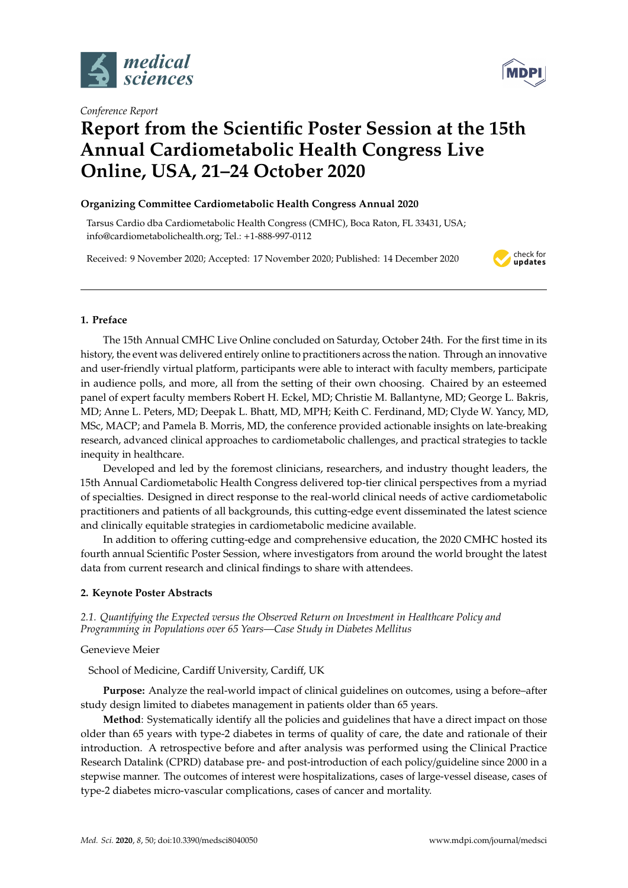*Conference Report*

# Report from the Scientific Poster Session at the 15th Annual Cardiometabolic Health Congress Live Online, USA, 21–24 October 2020

**Organizing Committee Cardiometabolic Health Congress Annual 2020**

Tarsus Cardio dba Cardiometabolic Health Congress (CMHC), Boca Raton, FL 33431, USA; info@cardiometabolichealth.org; Tel.: +1-888-997-0112

Received: 9 November 2020; Accepted: 17 November 2020; Published: 14 December 2020

## 1. Preface

The 15th Annual CMHC Live Online concluded on Saturday, October 24th. For the first time in its history, the event was delivered entirely online to practitioners across the nation. Through an innovative and user-friendly virtual platform, participants were able to interact with faculty members, participate in audience polls, and more, all from the setting of their own choosing. Chaired by an esteemed panel of expert faculty members Robert H. Eckel, MD; Christie M. Ballantyne, MD; George L. Bakris, MD; Anne L. Peters, MD; Deepak L. Bhatt, MD, MPH; Keith C. Ferdinand, MD; Clyde W. Yancy, MD, MSc, MACP; and Pamela B. Morris, MD, the conference provided actionable insights on late-breaking research, advanced clinical approaches to cardiometabolic challenges, and practical strategies to tackle inequity in healthcare.

Developed and led by the foremost clinicians, researchers, and industry thought leaders, the 15th Annual Cardiometabolic Health Congress delivered top-tier clinical perspectives from a myriad of specialties. Designed in direct response to the real-world clinical needs of active cardiometabolic practitioners and patients of all backgrounds, this cutting-edge event disseminated the latest science and clinically equitable strategies in cardiometabolic medicine available.

In addition to offering cutting-edge and comprehensive education, the 2020 CMHC hosted its fourth annual Scientific Poster Session, where investigators from around the world brought the latest data from current research and clinical findings to share with attendees.

## 2. Keynote Poster Abstracts

### *2.1. Quantifying the Expected versus the Observed Return on Investment in Healthcare Policy and Programming in Populations over 65 Years—Case Study in Diabetes Mellitus*

Genevieve Meier

School of Medicine, Cardiff University, Cardiff, UK

**Purpose:** Analyze the real-world impact of clinical guidelines on outcomes, using a before–after study design limited to diabetes management in patients older than 65 years.

**Method**: Systematically identify all the policies and guidelines that have a direct impact on those older than 65 years with type-2 diabetes in terms of quality of care, the date and rationale of their introduction. A retrospective before and after analysis was performed using the Clinical Practice Research Datalink (CPRD) database pre- and post-introduction of each policy/guideline since 2000 in a stepwise manner. The outcomes of interest were hospitalizations, cases of large-vessel disease, cases of type-2 diabetes micro-vascular complications, cases of cancer and mortality.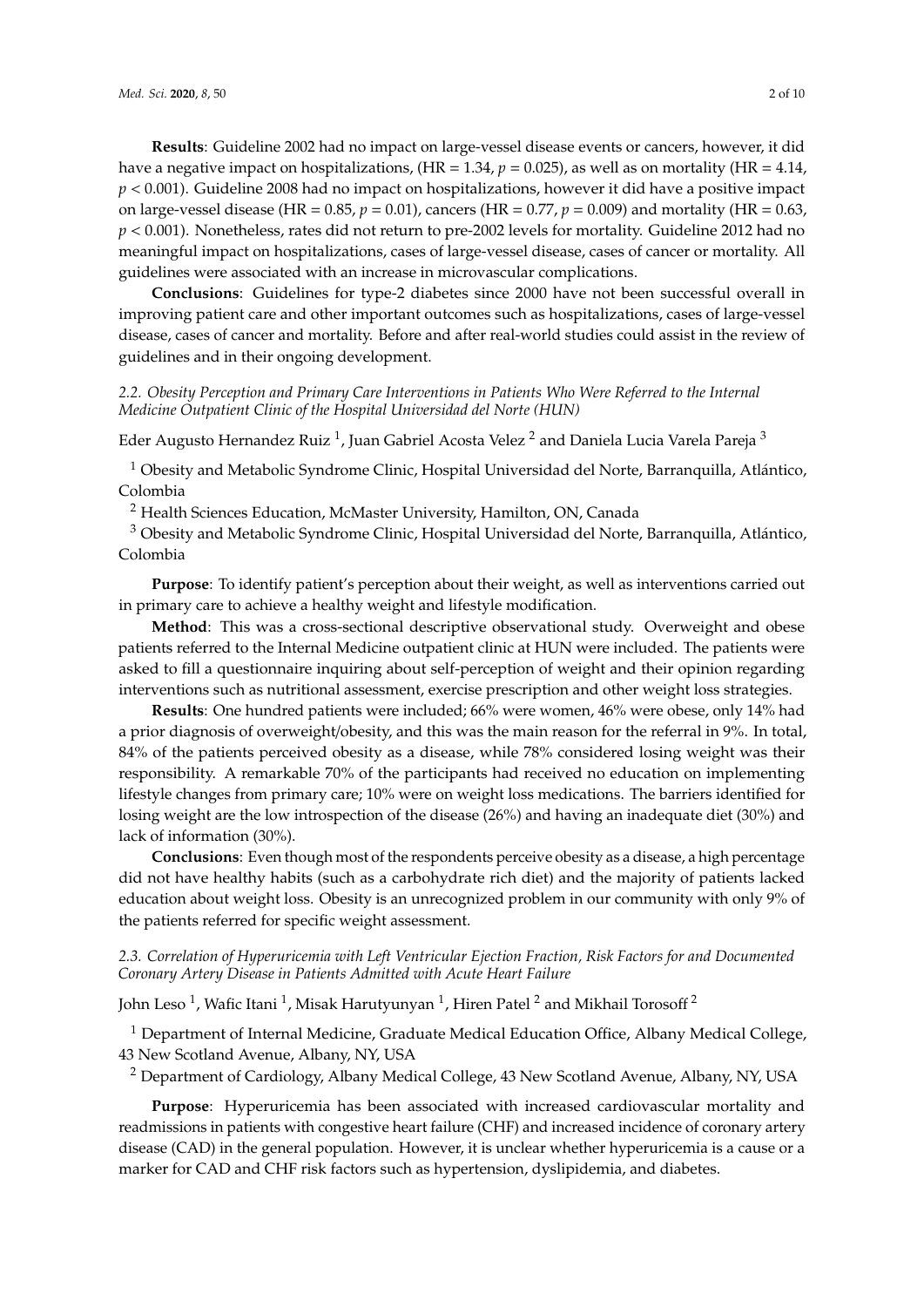**Results**: Guideline 2002 had no impact on large-vessel disease events or cancers, however, it did have a negative impact on hospitalizations, (HR = 1.34, $p = 0.025$), as well as on mortality (HR = 4.14, $p < 0.001$). Guideline 2008 had no impact on hospitalizations, however it did have a positive impact on large-vessel disease (HR = 0.85, $p = 0.01$), cancers (HR = 0.77, $p = 0.009$) and mortality (HR = 0.63, $p < 0.001$). Nonetheless, rates did not return to pre-2002 levels for mortality. Guideline 2012 had no meaningful impact on hospitalizations, cases of large-vessel disease, cases of cancer or mortality. All guidelines were associated with an increase in microvascular complications.

**Conclusions**: Guidelines for type-2 diabetes since 2000 have not been successful overall in improving patient care and other important outcomes such as hospitalizations, cases of large-vessel disease, cases of cancer and mortality. Before and after real-world studies could assist in the review of guidelines and in their ongoing development.

### *2.2. Obesity Perception and Primary Care Interventions in Patients Who Were Referred to the Internal Medicine Outpatient Clinic of the Hospital Universidad del Norte (HUN)*

Eder Augusto Hernandez Ruiz [1], Juan Gabriel Acosta Velez [2] and Daniela Lucia Varela Pareja [3]

[1] Obesity and Metabolic Syndrome Clinic, Hospital Universidad del Norte, Barranquilla, Atlántico, Colombia

[2] Health Sciences Education, McMaster University, Hamilton, ON, Canada

[3] Obesity and Metabolic Syndrome Clinic, Hospital Universidad del Norte, Barranquilla, Atlántico, Colombia

**Purpose**: To identify patient's perception about their weight, as well as interventions carried out in primary care to achieve a healthy weight and lifestyle modification.

**Method**: This was a cross-sectional descriptive observational study. Overweight and obese patients referred to the Internal Medicine outpatient clinic at HUN were included. The patients were asked to fill a questionnaire inquiring about self-perception of weight and their opinion regarding interventions such as nutritional assessment, exercise prescription and other weight loss strategies.

**Results**: One hundred patients were included; 66% were women, 46% were obese, only 14% had a prior diagnosis of overweight/obesity, and this was the main reason for the referral in 9%. In total, 84% of the patients perceived obesity as a disease, while 78% considered losing weight was their responsibility. A remarkable 70% of the participants had received no education on implementing lifestyle changes from primary care; 10% were on weight loss medications. The barriers identified for losing weight are the low introspection of the disease (26%) and having an inadequate diet (30%) and lack of information (30%).

**Conclusions**: Even though most of the respondents perceive obesity as a disease, a high percentage did not have healthy habits (such as a carbohydrate rich diet) and the majority of patients lacked education about weight loss. Obesity is an unrecognized problem in our community with only 9% of the patients referred for specific weight assessment.

### *2.3. Correlation of Hyperuricemia with Left Ventricular Ejection Fraction, Risk Factors for and Documented Coronary Artery Disease in Patients Admitted with Acute Heart Failure*

John Leso [1], Wafic Itani [1], Misak Harutyunyan [1], Hiren Patel [2] and Mikhail Torosoff [2]

[1] Department of Internal Medicine, Graduate Medical Education Office, Albany Medical College, 43 New Scotland Avenue, Albany, NY, USA

[2] Department of Cardiology, Albany Medical College, 43 New Scotland Avenue, Albany, NY, USA

**Purpose**: Hyperuricemia has been associated with increased cardiovascular mortality and readmissions in patients with congestive heart failure (CHF) and increased incidence of coronary artery disease (CAD) in the general population. However, it is unclear whether hyperuricemia is a cause or a marker for CAD and CHF risk factors such as hypertension, dyslipidemia, and diabetes.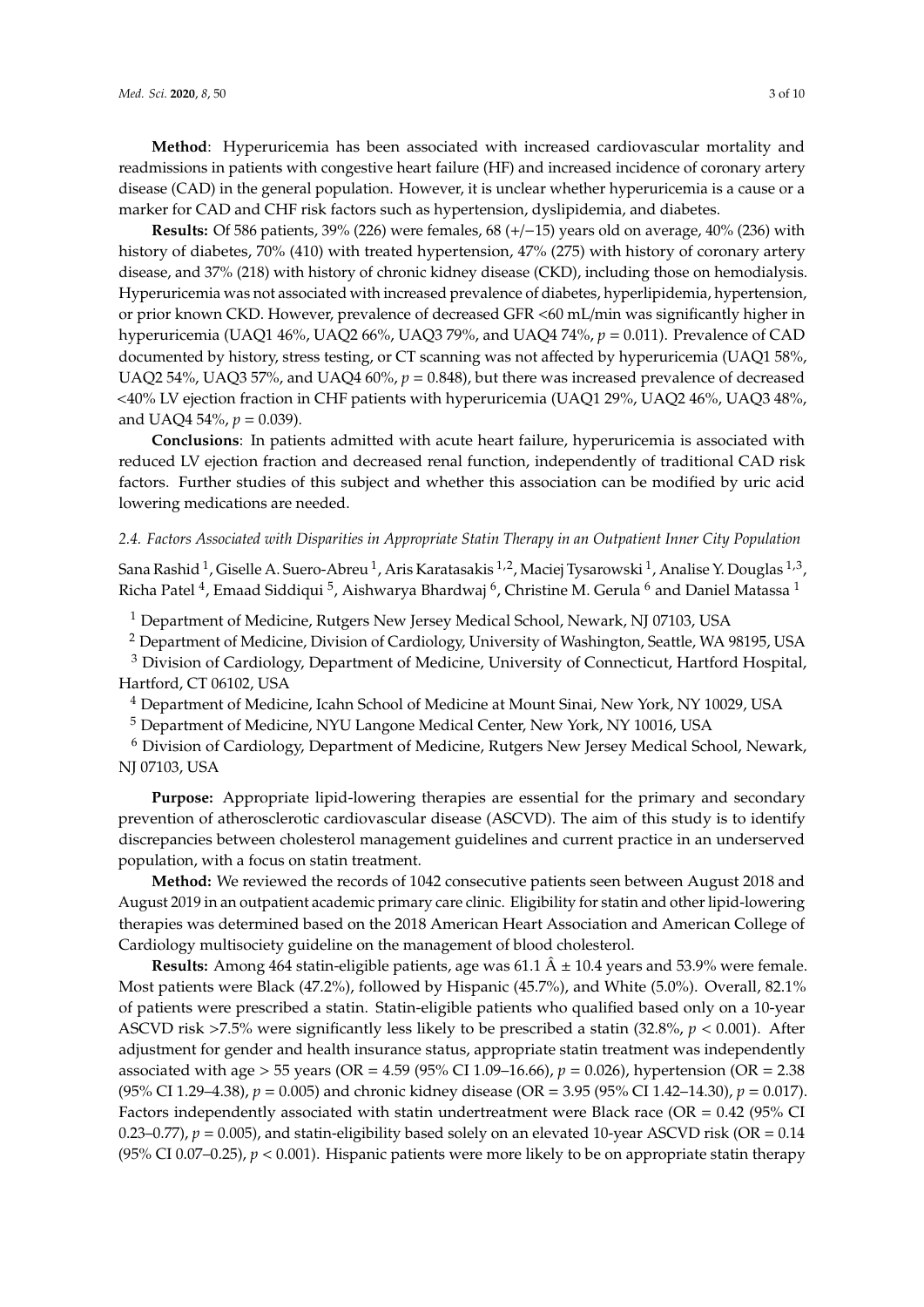**Method**: Hyperuricemia has been associated with increased cardiovascular mortality and readmissions in patients with congestive heart failure (HF) and increased incidence of coronary artery disease (CAD) in the general population. However, it is unclear whether hyperuricemia is a cause or a marker for CAD and CHF risk factors such as hypertension, dyslipidemia, and diabetes.

**Results:** Of 586 patients, 39% (226) were females, 68 (+/−15) years old on average, 40% (236) with history of diabetes, 70% (410) with treated hypertension, 47% (275) with history of coronary artery disease, and 37% (218) with history of chronic kidney disease (CKD), including those on hemodialysis. Hyperuricemia was not associated with increased prevalence of diabetes, hyperlipidemia, hypertension, or prior known CKD. However, prevalence of decreased GFR <60 mL/min was significantly higher in hyperuricemia (UAQ1 46%, UAQ2 66%, UAQ3 79%, and UAQ4 74%, $p = 0.011$). Prevalence of CAD documented by history, stress testing, or CT scanning was not affected by hyperuricemia (UAQ1 58%, UAQ2 54%, UAQ3 57%, and UAQ4 60%, $p = 0.848$), but there was increased prevalence of decreased <40% LV ejection fraction in CHF patients with hyperuricemia (UAQ1 29%, UAQ2 46%, UAQ3 48%, and UAQ4 54%, $p = 0.039$).

**Conclusions**: In patients admitted with acute heart failure, hyperuricemia is associated with reduced LV ejection fraction and decreased renal function, independently of traditional CAD risk factors. Further studies of this subject and whether this association can be modified by uric acid lowering medications are needed.

### *2.4. Factors Associated with Disparities in Appropriate Statin Therapy in an Outpatient Inner City Population*

Sana Rashid [1], Giselle A. Suero-Abreu [1], Aris Karatasakis [1,2], Maciej Tysarowski [1], Analise Y. Douglas [1,3], Richa Patel [4], Emaad Siddiqui [5], Aishwarya Bhardwaj [6], Christine M. Gerula [6] and Daniel Matassa [1]

[1] Department of Medicine, Rutgers New Jersey Medical School, Newark, NJ 07103, USA

[2] Department of Medicine, Division of Cardiology, University of Washington, Seattle, WA 98195, USA

[3] Division of Cardiology, Department of Medicine, University of Connecticut, Hartford Hospital, Hartford, CT 06102, USA

[4] Department of Medicine, Icahn School of Medicine at Mount Sinai, New York, NY 10029, USA

[5] Department of Medicine, NYU Langone Medical Center, New York, NY 10016, USA

[6] Division of Cardiology, Department of Medicine, Rutgers New Jersey Medical School, Newark, NJ 07103, USA

**Purpose:** Appropriate lipid-lowering therapies are essential for the primary and secondary prevention of atherosclerotic cardiovascular disease (ASCVD). The aim of this study is to identify discrepancies between cholesterol management guidelines and current practice in an underserved population, with a focus on statin treatment.

**Method:** We reviewed the records of 1042 consecutive patients seen between August 2018 and August 2019 in an outpatient academic primary care clinic. Eligibility for statin and other lipid-lowering therapies was determined based on the 2018 American Heart Association and American College of Cardiology multisociety guideline on the management of blood cholesterol.

**Results:** Among 464 statin-eligible patients, age was 61.1 Â ± 10.4 years and 53.9% were female. Most patients were Black (47.2%), followed by Hispanic (45.7%), and White (5.0%). Overall, 82.1% of patients were prescribed a statin. Statin-eligible patients who qualified based only on a 10-year ASCVD risk >7.5% were significantly less likely to be prescribed a statin (32.8%, $p < 0.001$). After adjustment for gender and health insurance status, appropriate statin treatment was independently associated with age > 55 years (OR = 4.59 (95% CI 1.09–16.66), $p = 0.026$), hypertension (OR = 2.38 (95% CI 1.29–4.38), $p = 0.005$) and chronic kidney disease (OR = 3.95 (95% CI 1.42–14.30), $p = 0.017$). Factors independently associated with statin undertreatment were Black race (OR = 0.42 (95% CI 0.23–0.77), $p = 0.005$), and statin-eligibility based solely on an elevated 10-year ASCVD risk (OR = 0.14 (95% CI 0.07–0.25), $p < 0.001$). Hispanic patients were more likely to be on appropriate statin therapy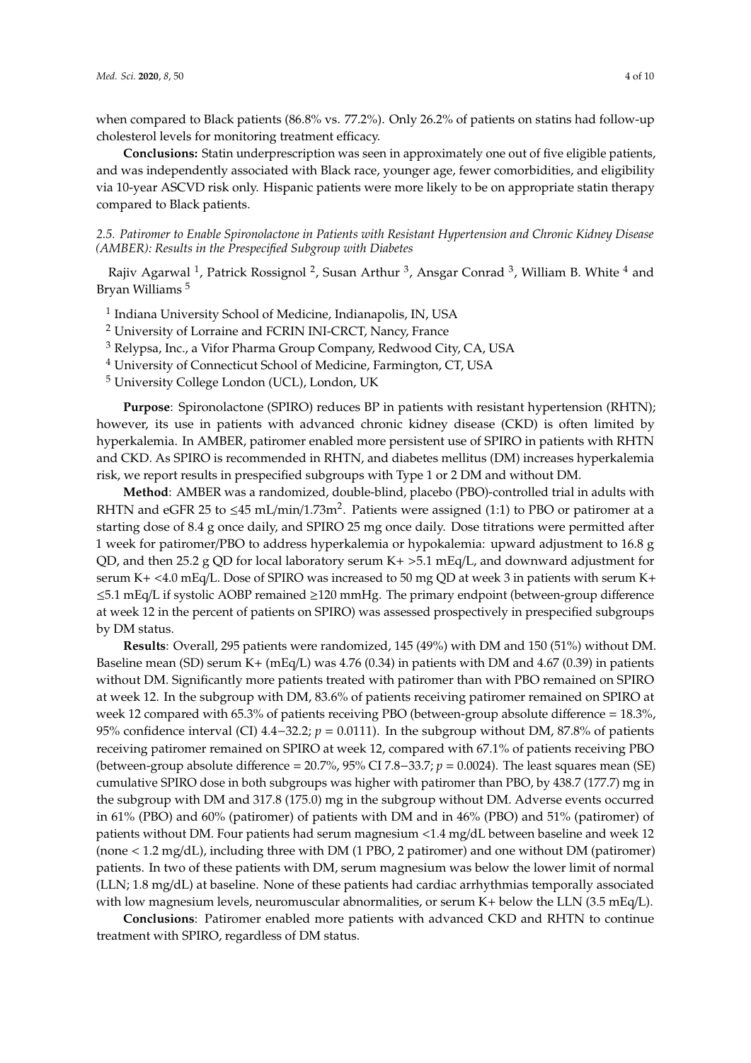when compared to Black patients (86.8% vs. 77.2%). Only 26.2% of patients on statins had follow-up cholesterol levels for monitoring treatment efficacy.

**Conclusions:** Statin underprescription was seen in approximately one out of five eligible patients, and was independently associated with Black race, younger age, fewer comorbidities, and eligibility via 10-year ASCVD risk only. Hispanic patients were more likely to be on appropriate statin therapy compared to Black patients.

### *2.5. Patiromer to Enable Spironolactone in Patients with Resistant Hypertension and Chronic Kidney Disease (AMBER): Results in the Prespecified Subgroup with Diabetes*

Rajiv Agarwal [1], Patrick Rossignol [2], Susan Arthur [3], Ansgar Conrad [3], William B. White [4] and Bryan Williams [5]

[1] Indiana University School of Medicine, Indianapolis, IN, USA
[2] University of Lorraine and FCRIN INI-CRCT, Nancy, France
[3] Relypsa, Inc., a Vifor Pharma Group Company, Redwood City, CA, USA
[4] University of Connecticut School of Medicine, Farmington, CT, USA
[5] University College London (UCL), London, UK

**Purpose**: Spironolactone (SPIRO) reduces BP in patients with resistant hypertension (RHTN); however, its use in patients with advanced chronic kidney disease (CKD) is often limited by hyperkalemia. In AMBER, patiromer enabled more persistent use of SPIRO in patients with RHTN and CKD. As SPIRO is recommended in RHTN, and diabetes mellitus (DM) increases hyperkalemia risk, we report results in prespecified subgroups with Type 1 or 2 DM and without DM.

**Method**: AMBER was a randomized, double-blind, placebo (PBO)-controlled trial in adults with RHTN and eGFR 25 to ≤45 mL/min/1.73m$^2$. Patients were assigned (1:1) to PBO or patiromer at a starting dose of 8.4 g once daily, and SPIRO 25 mg once daily. Dose titrations were permitted after 1 week for patiromer/PBO to address hyperkalemia or hypokalemia: upward adjustment to 16.8 g QD, and then 25.2 g QD for local laboratory serum K+ >5.1 mEq/L, and downward adjustment for serum K+ <4.0 mEq/L. Dose of SPIRO was increased to 50 mg QD at week 3 in patients with serum K+ ≤5.1 mEq/L if systolic AOBP remained ≥120 mmHg. The primary endpoint (between-group difference at week 12 in the percent of patients on SPIRO) was assessed prospectively in prespecified subgroups by DM status.

**Results**: Overall, 295 patients were randomized, 145 (49%) with DM and 150 (51%) without DM. Baseline mean (SD) serum K+ (mEq/L) was 4.76 (0.34) in patients with DM and 4.67 (0.39) in patients without DM. Significantly more patients treated with patiromer than with PBO remained on SPIRO at week 12. In the subgroup with DM, 83.6% of patients receiving patiromer remained on SPIRO at week 12 compared with 65.3% of patients receiving PBO (between-group absolute difference = 18.3%, 95% confidence interval (CI) 4.4−32.2; $p$ = 0.0111). In the subgroup without DM, 87.8% of patients receiving patiromer remained on SPIRO at week 12, compared with 67.1% of patients receiving PBO (between-group absolute difference = 20.7%, 95% CI 7.8−33.7; $p$ = 0.0024). The least squares mean (SE) cumulative SPIRO dose in both subgroups was higher with patiromer than PBO, by 438.7 (177.7) mg in the subgroup with DM and 317.8 (175.0) mg in the subgroup without DM. Adverse events occurred in 61% (PBO) and 60% (patiromer) of patients with DM and in 46% (PBO) and 51% (patiromer) of patients without DM. Four patients had serum magnesium <1.4 mg/dL between baseline and week 12 (none < 1.2 mg/dL), including three with DM (1 PBO, 2 patiromer) and one without DM (patiromer) patients. In two of these patients with DM, serum magnesium was below the lower limit of normal (LLN; 1.8 mg/dL) at baseline. None of these patients had cardiac arrhythmias temporally associated with low magnesium levels, neuromuscular abnormalities, or serum K+ below the LLN (3.5 mEq/L).

**Conclusions**: Patiromer enabled more patients with advanced CKD and RHTN to continue treatment with SPIRO, regardless of DM status.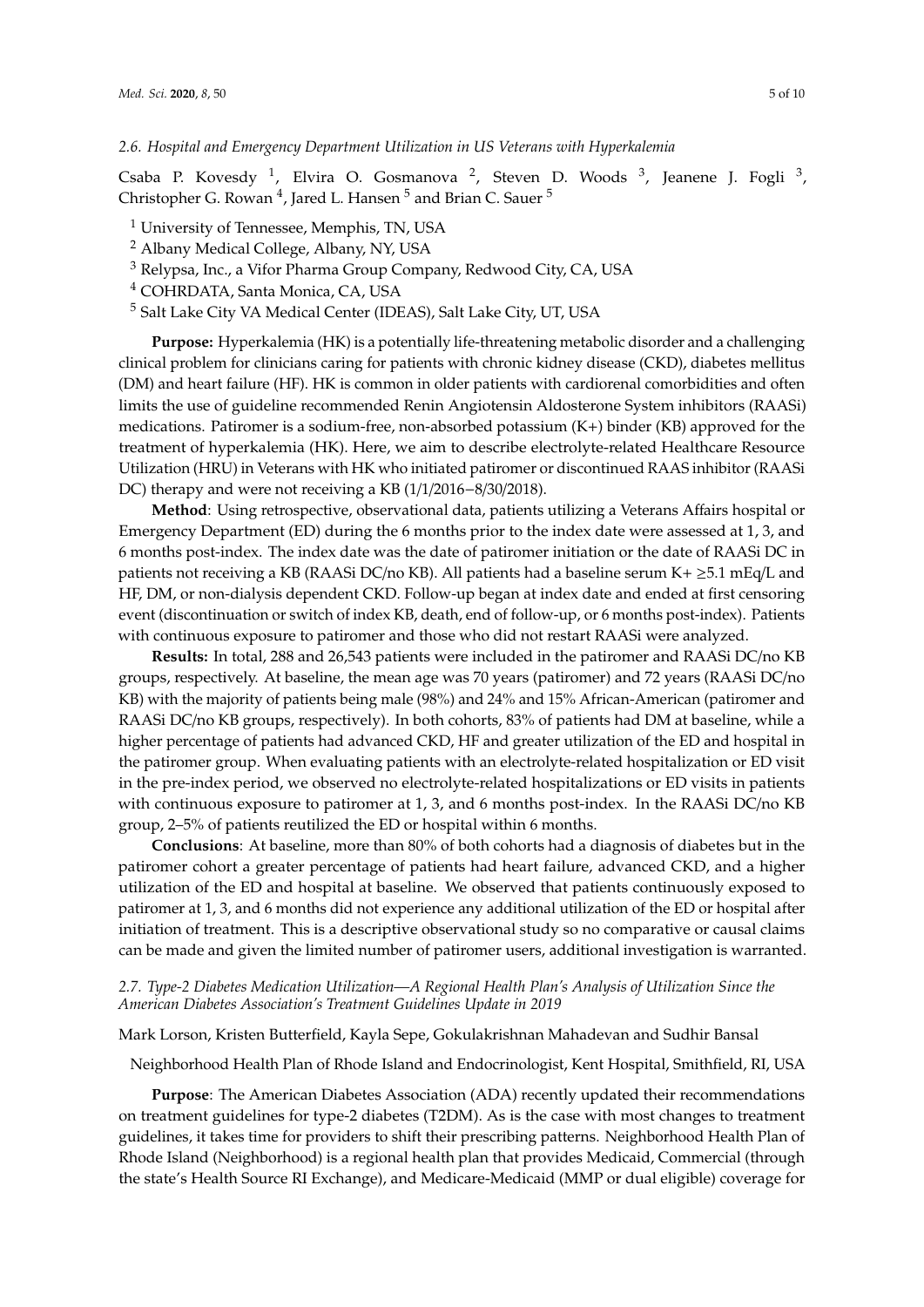### 2.6. Hospital and Emergency Department Utilization in US Veterans with Hyperkalemia

Csaba P. Kovesdy [1], Elvira O. Gosmanova [2], Steven D. Woods [3], Jeanene J. Fogli [3], Christopher G. Rowan [4], Jared L. Hansen [5] and Brian C. Sauer [5]

[1] University of Tennessee, Memphis, TN, USA

[2] Albany Medical College, Albany, NY, USA

[3] Relypsa, Inc., a Vifor Pharma Group Company, Redwood City, CA, USA

[4] COHRDATA, Santa Monica, CA, USA

[5] Salt Lake City VA Medical Center (IDEAS), Salt Lake City, UT, USA

**Purpose:** Hyperkalemia (HK) is a potentially life-threatening metabolic disorder and a challenging clinical problem for clinicians caring for patients with chronic kidney disease (CKD), diabetes mellitus (DM) and heart failure (HF). HK is common in older patients with cardiorenal comorbidities and often limits the use of guideline recommended Renin Angiotensin Aldosterone System inhibitors (RAASi) medications. Patiromer is a sodium-free, non-absorbed potassium ($K^+$) binder (KB) approved for the treatment of hyperkalemia (HK). Here, we aim to describe electrolyte-related Healthcare Resource Utilization (HRU) in Veterans with HK who initiated patiromer or discontinued RAAS inhibitor (RAASi DC) therapy and were not receiving a KB (1/1/2016−8/30/2018).

**Method**: Using retrospective, observational data, patients utilizing a Veterans Affairs hospital or Emergency Department (ED) during the 6 months prior to the index date were assessed at 1, 3, and 6 months post-index. The index date was the date of patiromer initiation or the date of RAASi DC in patients not receiving a KB (RAASi DC/no KB). All patients had a baseline serum $K^+ \geq 5.1$ mEq/L and HF, DM, or non-dialysis dependent CKD. Follow-up began at index date and ended at first censoring event (discontinuation or switch of index KB, death, end of follow-up, or 6 months post-index). Patients with continuous exposure to patiromer and those who did not restart RAASi were analyzed.

**Results:** In total, 288 and 26,543 patients were included in the patiromer and RAASi DC/no KB groups, respectively. At baseline, the mean age was 70 years (patiromer) and 72 years (RAASi DC/no KB) with the majority of patients being male (98%) and 24% and 15% African-American (patiromer and RAASi DC/no KB groups, respectively). In both cohorts, 83% of patients had DM at baseline, while a higher percentage of patients had advanced CKD, HF and greater utilization of the ED and hospital in the patiromer group. When evaluating patients with an electrolyte-related hospitalization or ED visit in the pre-index period, we observed no electrolyte-related hospitalizations or ED visits in patients with continuous exposure to patiromer at 1, 3, and 6 months post-index. In the RAASi DC/no KB group, 2–5% of patients reutilized the ED or hospital within 6 months.

**Conclusions**: At baseline, more than 80% of both cohorts had a diagnosis of diabetes but in the patiromer cohort a greater percentage of patients had heart failure, advanced CKD, and a higher utilization of the ED and hospital at baseline. We observed that patients continuously exposed to patiromer at 1, 3, and 6 months did not experience any additional utilization of the ED or hospital after initiation of treatment. This is a descriptive observational study so no comparative or causal claims can be made and given the limited number of patiromer users, additional investigation is warranted.

### 2.7. Type-2 Diabetes Medication Utilization—A Regional Health Plan's Analysis of Utilization Since the American Diabetes Association's Treatment Guidelines Update in 2019

Mark Lorson, Kristen Butterfield, Kayla Sepe, Gokulakrishnan Mahadevan and Sudhir Bansal

Neighborhood Health Plan of Rhode Island and Endocrinologist, Kent Hospital, Smithfield, RI, USA

**Purpose**: The American Diabetes Association (ADA) recently updated their recommendations on treatment guidelines for type-2 diabetes (T2DM). As is the case with most changes to treatment guidelines, it takes time for providers to shift their prescribing patterns. Neighborhood Health Plan of Rhode Island (Neighborhood) is a regional health plan that provides Medicaid, Commercial (through the state's Health Source RI Exchange), and Medicare-Medicaid (MMP or dual eligible) coverage for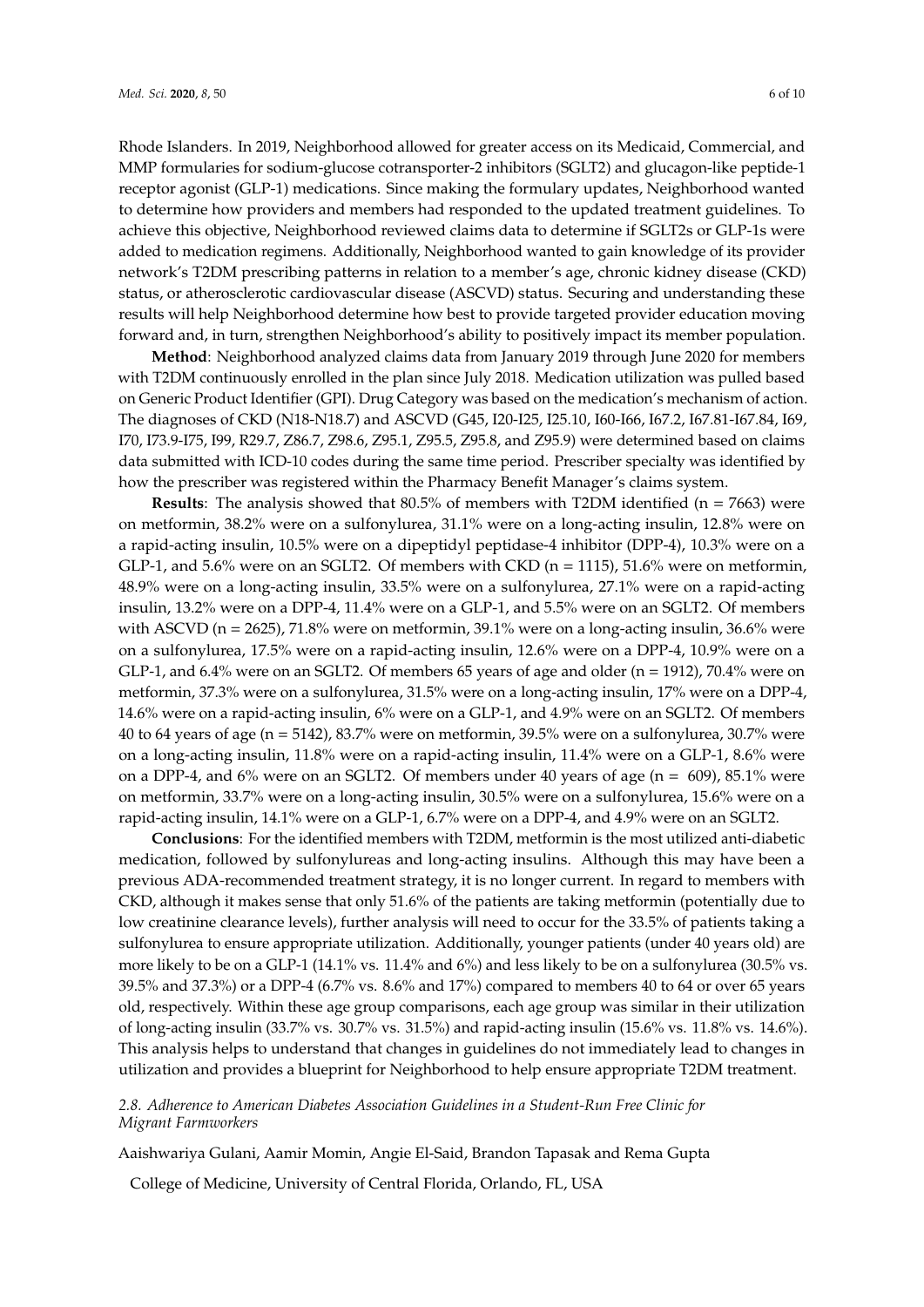Rhode Islanders. In 2019, Neighborhood allowed for greater access on its Medicaid, Commercial, and MMP formularies for sodium-glucose cotransporter-2 inhibitors (SGLT2) and glucagon-like peptide-1 receptor agonist (GLP-1) medications. Since making the formulary updates, Neighborhood wanted to determine how providers and members had responded to the updated treatment guidelines. To achieve this objective, Neighborhood reviewed claims data to determine if SGLT2s or GLP-1s were added to medication regimens. Additionally, Neighborhood wanted to gain knowledge of its provider network's T2DM prescribing patterns in relation to a member's age, chronic kidney disease (CKD) status, or atherosclerotic cardiovascular disease (ASCVD) status. Securing and understanding these results will help Neighborhood determine how best to provide targeted provider education moving forward and, in turn, strengthen Neighborhood's ability to positively impact its member population.

**Method**: Neighborhood analyzed claims data from January 2019 through June 2020 for members with T2DM continuously enrolled in the plan since July 2018. Medication utilization was pulled based on Generic Product Identifier (GPI). Drug Category was based on the medication's mechanism of action. The diagnoses of CKD (N18-N18.7) and ASCVD (G45, I20-I25, I25.10, I60-I66, I67.2, I67.81-I67.84, I69, I70, I73.9-I75, I99, R29.7, Z86.7, Z98.6, Z95.1, Z95.5, Z95.8, and Z95.9) were determined based on claims data submitted with ICD-10 codes during the same time period. Prescriber specialty was identified by how the prescriber was registered within the Pharmacy Benefit Manager's claims system.

**Results**: The analysis showed that 80.5% of members with T2DM identified (n = 7663) were on metformin, 38.2% were on a sulfonylurea, 31.1% were on a long-acting insulin, 12.8% were on a rapid-acting insulin, 10.5% were on a dipeptidyl peptidase-4 inhibitor (DPP-4), 10.3% were on a GLP-1, and 5.6% were on an SGLT2. Of members with CKD (n = 1115), 51.6% were on metformin, 48.9% were on a long-acting insulin, 33.5% were on a sulfonylurea, 27.1% were on a rapid-acting insulin, 13.2% were on a DPP-4, 11.4% were on a GLP-1, and 5.5% were on an SGLT2. Of members with ASCVD (n = 2625), 71.8% were on metformin, 39.1% were on a long-acting insulin, 36.6% were on a sulfonylurea, 17.5% were on a rapid-acting insulin, 12.6% were on a DPP-4, 10.9% were on a GLP-1, and 6.4% were on an SGLT2. Of members 65 years of age and older (n = 1912), 70.4% were on metformin, 37.3% were on a sulfonylurea, 31.5% were on a long-acting insulin, 17% were on a DPP-4, 14.6% were on a rapid-acting insulin, 6% were on a GLP-1, and 4.9% were on an SGLT2. Of members 40 to 64 years of age (n = 5142), 83.7% were on metformin, 39.5% were on a sulfonylurea, 30.7% were on a long-acting insulin, 11.8% were on a rapid-acting insulin, 11.4% were on a GLP-1, 8.6% were on a DPP-4, and 6% were on an SGLT2. Of members under 40 years of age (n = 609), 85.1% were on metformin, 33.7% were on a long-acting insulin, 30.5% were on a sulfonylurea, 15.6% were on a rapid-acting insulin, 14.1% were on a GLP-1, 6.7% were on a DPP-4, and 4.9% were on an SGLT2.

**Conclusions**: For the identified members with T2DM, metformin is the most utilized anti-diabetic medication, followed by sulfonylureas and long-acting insulins. Although this may have been a previous ADA-recommended treatment strategy, it is no longer current. In regard to members with CKD, although it makes sense that only 51.6% of the patients are taking metformin (potentially due to low creatinine clearance levels), further analysis will need to occur for the 33.5% of patients taking a sulfonylurea to ensure appropriate utilization. Additionally, younger patients (under 40 years old) are more likely to be on a GLP-1 (14.1% vs. 11.4% and 6%) and less likely to be on a sulfonylurea (30.5% vs. 39.5% and 37.3%) or a DPP-4 (6.7% vs. 8.6% and 17%) compared to members 40 to 64 or over 65 years old, respectively. Within these age group comparisons, each age group was similar in their utilization of long-acting insulin (33.7% vs. 30.7% vs. 31.5%) and rapid-acting insulin (15.6% vs. 11.8% vs. 14.6%). This analysis helps to understand that changes in guidelines do not immediately lead to changes in utilization and provides a blueprint for Neighborhood to help ensure appropriate T2DM treatment.

### *2.8. Adherence to American Diabetes Association Guidelines in a Student-Run Free Clinic for Migrant Farmworkers*

Aaishwariya Gulani, Aamir Momin, Angie El-Said, Brandon Tapasak and Rema Gupta

College of Medicine, University of Central Florida, Orlando, FL, USA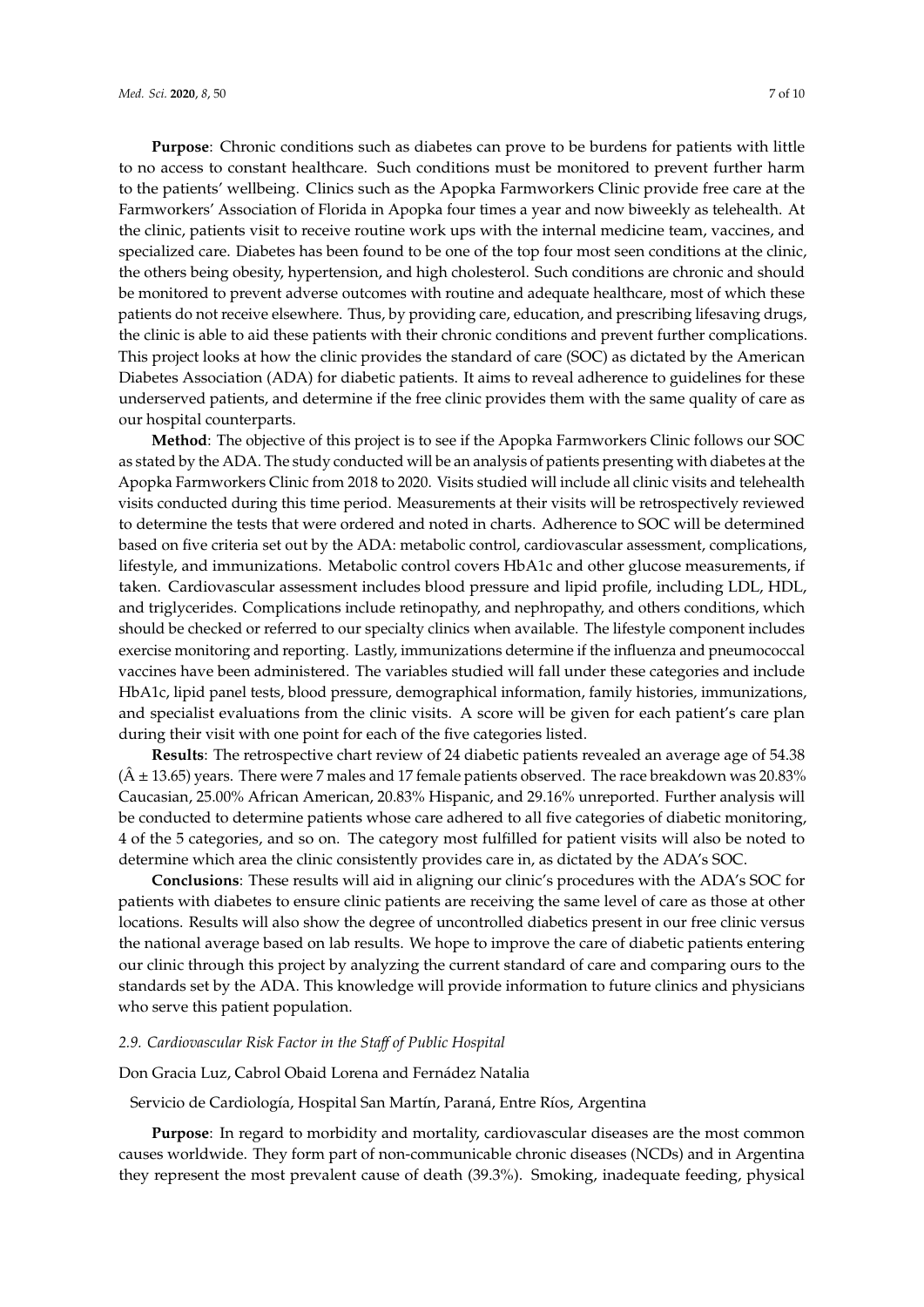**Purpose**: Chronic conditions such as diabetes can prove to be burdens for patients with little to no access to constant healthcare. Such conditions must be monitored to prevent further harm to the patients' wellbeing. Clinics such as the Apopka Farmworkers Clinic provide free care at the Farmworkers' Association of Florida in Apopka four times a year and now biweekly as telehealth. At the clinic, patients visit to receive routine work ups with the internal medicine team, vaccines, and specialized care. Diabetes has been found to be one of the top four most seen conditions at the clinic, the others being obesity, hypertension, and high cholesterol. Such conditions are chronic and should be monitored to prevent adverse outcomes with routine and adequate healthcare, most of which these patients do not receive elsewhere. Thus, by providing care, education, and prescribing lifesaving drugs, the clinic is able to aid these patients with their chronic conditions and prevent further complications. This project looks at how the clinic provides the standard of care (SOC) as dictated by the American Diabetes Association (ADA) for diabetic patients. It aims to reveal adherence to guidelines for these underserved patients, and determine if the free clinic provides them with the same quality of care as our hospital counterparts.

**Method**: The objective of this project is to see if the Apopka Farmworkers Clinic follows our SOC as stated by the ADA. The study conducted will be an analysis of patients presenting with diabetes at the Apopka Farmworkers Clinic from 2018 to 2020. Visits studied will include all clinic visits and telehealth visits conducted during this time period. Measurements at their visits will be retrospectively reviewed to determine the tests that were ordered and noted in charts. Adherence to SOC will be determined based on five criteria set out by the ADA: metabolic control, cardiovascular assessment, complications, lifestyle, and immunizations. Metabolic control covers HbA1c and other glucose measurements, if taken. Cardiovascular assessment includes blood pressure and lipid profile, including LDL, HDL, and triglycerides. Complications include retinopathy, and nephropathy, and others conditions, which should be checked or referred to our specialty clinics when available. The lifestyle component includes exercise monitoring and reporting. Lastly, immunizations determine if the influenza and pneumococcal vaccines have been administered. The variables studied will fall under these categories and include HbA1c, lipid panel tests, blood pressure, demographical information, family histories, immunizations, and specialist evaluations from the clinic visits. A score will be given for each patient's care plan during their visit with one point for each of the five categories listed.

**Results**: The retrospective chart review of 24 diabetic patients revealed an average age of 54.38 (Â ± 13.65) years. There were 7 males and 17 female patients observed. The race breakdown was 20.83% Caucasian, 25.00% African American, 20.83% Hispanic, and 29.16% unreported. Further analysis will be conducted to determine patients whose care adhered to all five categories of diabetic monitoring, 4 of the 5 categories, and so on. The category most fulfilled for patient visits will also be noted to determine which area the clinic consistently provides care in, as dictated by the ADA's SOC.

**Conclusions**: These results will aid in aligning our clinic's procedures with the ADA's SOC for patients with diabetes to ensure clinic patients are receiving the same level of care as those at other locations. Results will also show the degree of uncontrolled diabetics present in our free clinic versus the national average based on lab results. We hope to improve the care of diabetic patients entering our clinic through this project by analyzing the current standard of care and comparing ours to the standards set by the ADA. This knowledge will provide information to future clinics and physicians who serve this patient population.

### *2.9. Cardiovascular Risk Factor in the Staff of Public Hospital*

Don Gracia Luz, Cabrol Obaid Lorena and Fernádez Natalia

Servicio de Cardiología, Hospital San Martín, Paraná, Entre Ríos, Argentina

**Purpose**: In regard to morbidity and mortality, cardiovascular diseases are the most common causes worldwide. They form part of non-communicable chronic diseases (NCDs) and in Argentina they represent the most prevalent cause of death (39.3%). Smoking, inadequate feeding, physical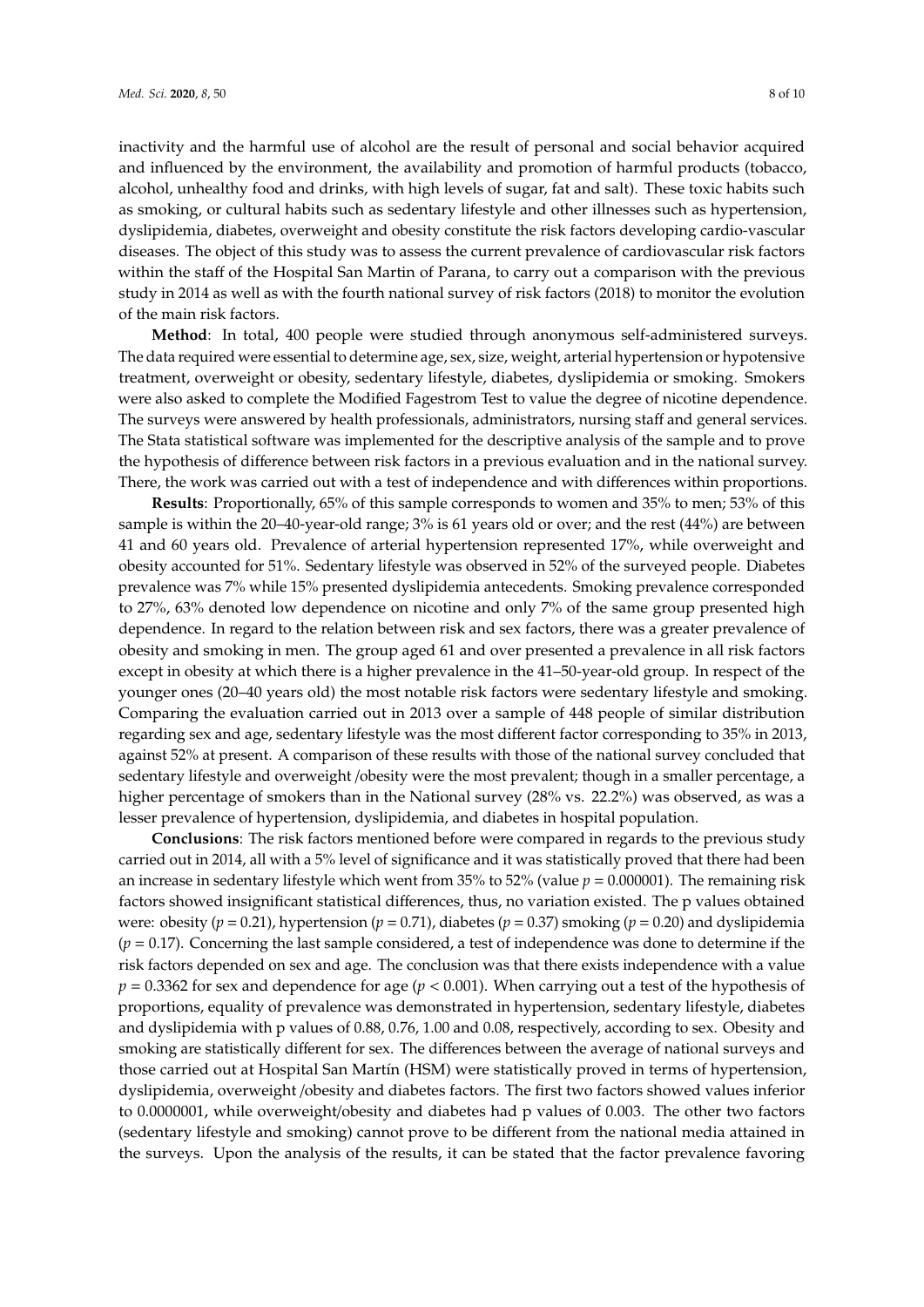inactivity and the harmful use of alcohol are the result of personal and social behavior acquired and influenced by the environment, the availability and promotion of harmful products (tobacco, alcohol, unhealthy food and drinks, with high levels of sugar, fat and salt). These toxic habits such as smoking, or cultural habits such as sedentary lifestyle and other illnesses such as hypertension, dyslipidemia, diabetes, overweight and obesity constitute the risk factors developing cardio-vascular diseases. The object of this study was to assess the current prevalence of cardiovascular risk factors within the staff of the Hospital San Martin of Parana, to carry out a comparison with the previous study in 2014 as well as with the fourth national survey of risk factors (2018) to monitor the evolution of the main risk factors.

**Method**: In total, 400 people were studied through anonymous self-administered surveys. The data required were essential to determine age, sex, size, weight, arterial hypertension or hypotensive treatment, overweight or obesity, sedentary lifestyle, diabetes, dyslipidemia or smoking. Smokers were also asked to complete the Modified Fagestrom Test to value the degree of nicotine dependence. The surveys were answered by health professionals, administrators, nursing staff and general services. The Stata statistical software was implemented for the descriptive analysis of the sample and to prove the hypothesis of difference between risk factors in a previous evaluation and in the national survey. There, the work was carried out with a test of independence and with differences within proportions.

**Results**: Proportionally, 65% of this sample corresponds to women and 35% to men; 53% of this sample is within the 20–40-year-old range; 3% is 61 years old or over; and the rest (44%) are between 41 and 60 years old. Prevalence of arterial hypertension represented 17%, while overweight and obesity accounted for 51%. Sedentary lifestyle was observed in 52% of the surveyed people. Diabetes prevalence was 7% while 15% presented dyslipidemia antecedents. Smoking prevalence corresponded to 27%, 63% denoted low dependence on nicotine and only 7% of the same group presented high dependence. In regard to the relation between risk and sex factors, there was a greater prevalence of obesity and smoking in men. The group aged 61 and over presented a prevalence in all risk factors except in obesity at which there is a higher prevalence in the 41–50-year-old group. In respect of the younger ones (20–40 years old) the most notable risk factors were sedentary lifestyle and smoking. Comparing the evaluation carried out in 2013 over a sample of 448 people of similar distribution regarding sex and age, sedentary lifestyle was the most different factor corresponding to 35% in 2013, against 52% at present. A comparison of these results with those of the national survey concluded that sedentary lifestyle and overweight /obesity were the most prevalent; though in a smaller percentage, a higher percentage of smokers than in the National survey (28% vs. 22.2%) was observed, as was a lesser prevalence of hypertension, dyslipidemia, and diabetes in hospital population.

**Conclusions**: The risk factors mentioned before were compared in regards to the previous study carried out in 2014, all with a 5% level of significance and it was statistically proved that there had been an increase in sedentary lifestyle which went from 35% to 52% (value $p = 0.000001$). The remaining risk factors showed insignificant statistical differences, thus, no variation existed. The p values obtained were: obesity ($p = 0.21$), hypertension ($p = 0.71$), diabetes ($p = 0.37$) smoking ($p = 0.20$) and dyslipidemia ($p = 0.17$). Concerning the last sample considered, a test of independence was done to determine if the risk factors depended on sex and age. The conclusion was that there exists independence with a value $p = 0.3362$ for sex and dependence for age ($p < 0.001$). When carrying out a test of the hypothesis of proportions, equality of prevalence was demonstrated in hypertension, sedentary lifestyle, diabetes and dyslipidemia with p values of 0.88, 0.76, 1.00 and 0.08, respectively, according to sex. Obesity and smoking are statistically different for sex. The differences between the average of national surveys and those carried out at Hospital San Martín (HSM) were statistically proved in terms of hypertension, dyslipidemia, overweight /obesity and diabetes factors. The first two factors showed values inferior to 0.0000001, while overweight/obesity and diabetes had p values of 0.003. The other two factors (sedentary lifestyle and smoking) cannot prove to be different from the national media attained in the surveys. Upon the analysis of the results, it can be stated that the factor prevalence favoring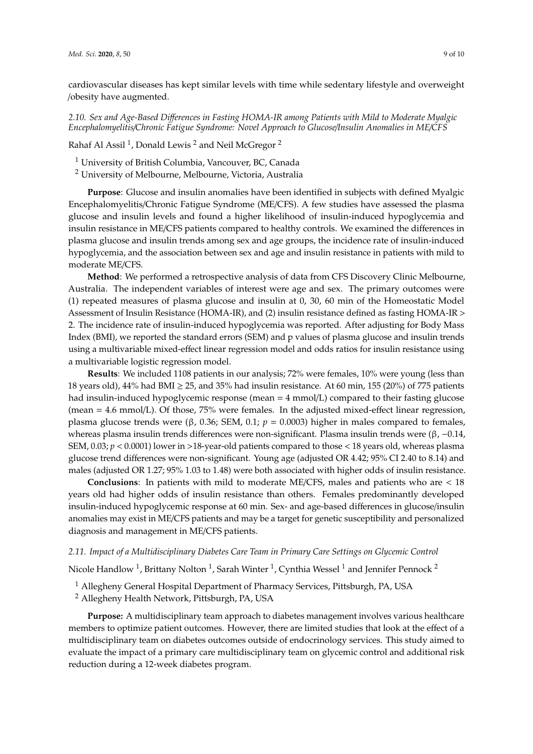cardiovascular diseases has kept similar levels with time while sedentary lifestyle and overweight /obesity have augmented.

### *2.10. Sex and Age-Based Differences in Fasting HOMA-IR among Patients with Mild to Moderate Myalgic Encephalomyelitis/Chronic Fatigue Syndrome: Novel Approach to Glucose/Insulin Anomalies in ME/CFS*

Rahaf Al Assil [1], Donald Lewis [2] and Neil McGregor [2]

[1] University of British Columbia, Vancouver, BC, Canada
[2] University of Melbourne, Melbourne, Victoria, Australia

**Purpose**: Glucose and insulin anomalies have been identified in subjects with defined Myalgic Encephalomyelitis/Chronic Fatigue Syndrome (ME/CFS). A few studies have assessed the plasma glucose and insulin levels and found a higher likelihood of insulin-induced hypoglycemia and insulin resistance in ME/CFS patients compared to healthy controls. We examined the differences in plasma glucose and insulin trends among sex and age groups, the incidence rate of insulin-induced hypoglycemia, and the association between sex and age and insulin resistance in patients with mild to moderate ME/CFS.

**Method**: We performed a retrospective analysis of data from CFS Discovery Clinic Melbourne, Australia. The independent variables of interest were age and sex. The primary outcomes were (1) repeated measures of plasma glucose and insulin at 0, 30, 60 min of the Homeostatic Model Assessment of Insulin Resistance (HOMA-IR), and (2) insulin resistance defined as fasting HOMA-IR > 2. The incidence rate of insulin-induced hypoglycemia was reported. After adjusting for Body Mass Index (BMI), we reported the standard errors (SEM) and p values of plasma glucose and insulin trends using a multivariable mixed-effect linear regression model and odds ratios for insulin resistance using a multivariable logistic regression model.

**Results**: We included 1108 patients in our analysis; 72% were females, 10% were young (less than 18 years old), 44% had BMI ≥ 25, and 35% had insulin resistance. At 60 min, 155 (20%) of 775 patients had insulin-induced hypoglycemic response (mean = 4 mmol/L) compared to their fasting glucose (mean = 4.6 mmol/L). Of those, 75% were females. In the adjusted mixed-effect linear regression, plasma glucose trends were (β, 0.36; SEM, 0.1; $p = 0.0003$) higher in males compared to females, whereas plasma insulin trends differences were non-significant. Plasma insulin trends were (β, −0.14, SEM, 0.03; $p < 0.0001$) lower in >18-year-old patients compared to those < 18 years old, whereas plasma glucose trend differences were non-significant. Young age (adjusted OR 4.42; 95% CI 2.40 to 8.14) and males (adjusted OR 1.27; 95% 1.03 to 1.48) were both associated with higher odds of insulin resistance.

**Conclusions**: In patients with mild to moderate ME/CFS, males and patients who are < 18 years old had higher odds of insulin resistance than others. Females predominantly developed insulin-induced hypoglycemic response at 60 min. Sex- and age-based differences in glucose/insulin anomalies may exist in ME/CFS patients and may be a target for genetic susceptibility and personalized diagnosis and management in ME/CFS patients.

### *2.11. Impact of a Multidisciplinary Diabetes Care Team in Primary Care Settings on Glycemic Control*

Nicole Handlow [1], Brittany Nolton [1], Sarah Winter [1], Cynthia Wessel [1] and Jennifer Pennock [2]

[1] Allegheny General Hospital Department of Pharmacy Services, Pittsburgh, PA, USA
[2] Allegheny Health Network, Pittsburgh, PA, USA

**Purpose:** A multidisciplinary team approach to diabetes management involves various healthcare members to optimize patient outcomes. However, there are limited studies that look at the effect of a multidisciplinary team on diabetes outcomes outside of endocrinology services. This study aimed to evaluate the impact of a primary care multidisciplinary team on glycemic control and additional risk reduction during a 12-week diabetes program.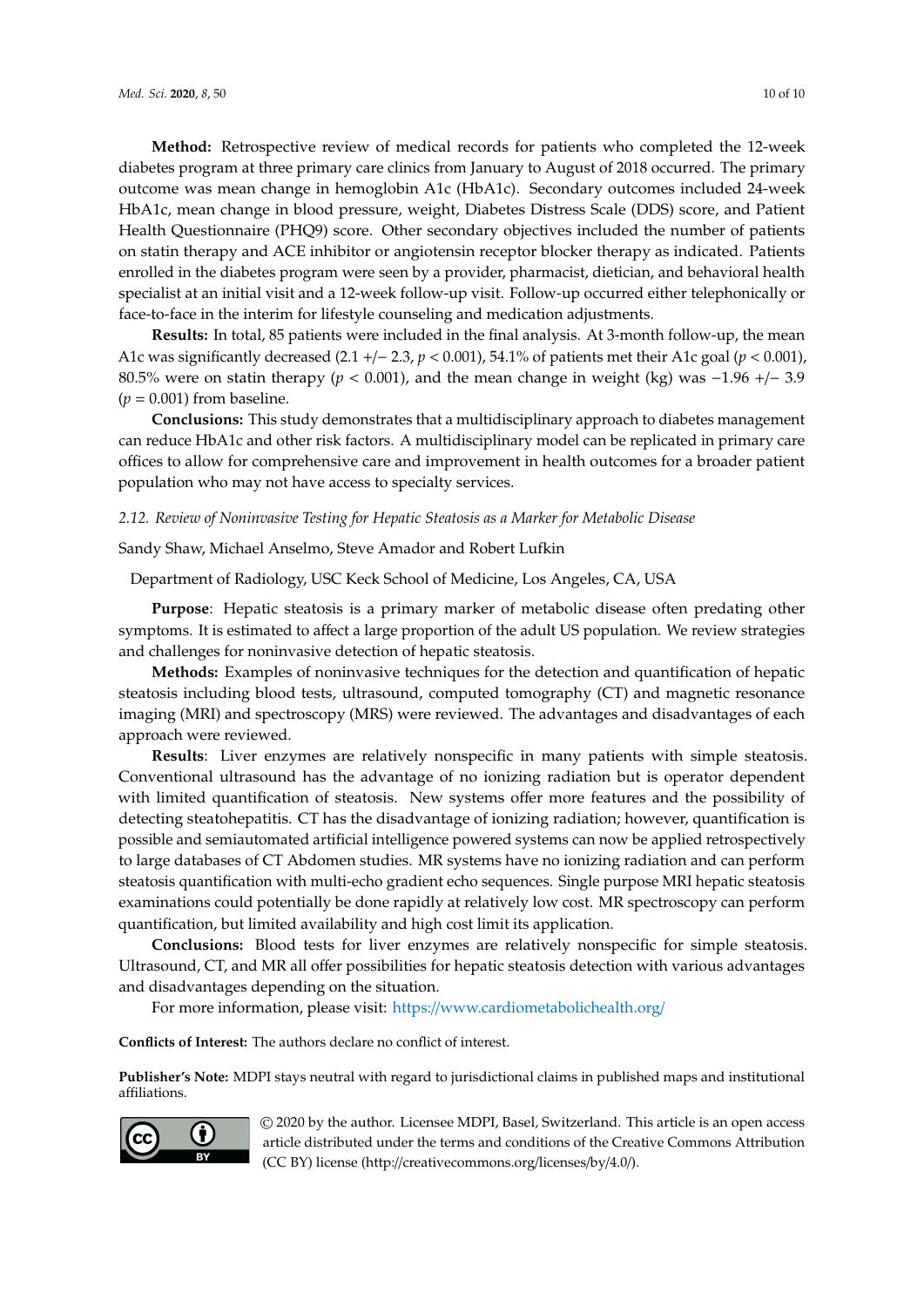**Method:** Retrospective review of medical records for patients who completed the 12-week diabetes program at three primary care clinics from January to August of 2018 occurred. The primary outcome was mean change in hemoglobin A1c (HbA1c). Secondary outcomes included 24-week HbA1c, mean change in blood pressure, weight, Diabetes Distress Scale (DDS) score, and Patient Health Questionnaire (PHQ9) score. Other secondary objectives included the number of patients on statin therapy and ACE inhibitor or angiotensin receptor blocker therapy as indicated. Patients enrolled in the diabetes program were seen by a provider, pharmacist, dietician, and behavioral health specialist at an initial visit and a 12-week follow-up visit. Follow-up occurred either telephonically or face-to-face in the interim for lifestyle counseling and medication adjustments.

**Results:** In total, 85 patients were included in the final analysis. At 3-month follow-up, the mean A1c was significantly decreased (2.1 +/− 2.3, $p < 0.001$), 54.1% of patients met their A1c goal ($p < 0.001$), 80.5% were on statin therapy ($p < 0.001$), and the mean change in weight (kg) was −1.96 +/− 3.9 ($p = 0.001$) from baseline.

**Conclusions:** This study demonstrates that a multidisciplinary approach to diabetes management can reduce HbA1c and other risk factors. A multidisciplinary model can be replicated in primary care offices to allow for comprehensive care and improvement in health outcomes for a broader patient population who may not have access to specialty services.

### *2.12. Review of Noninvasive Testing for Hepatic Steatosis as a Marker for Metabolic Disease*

Sandy Shaw, Michael Anselmo, Steve Amador and Robert Lufkin

Department of Radiology, USC Keck School of Medicine, Los Angeles, CA, USA

**Purpose**: Hepatic steatosis is a primary marker of metabolic disease often predating other symptoms. It is estimated to affect a large proportion of the adult US population. We review strategies and challenges for noninvasive detection of hepatic steatosis.

**Methods:** Examples of noninvasive techniques for the detection and quantification of hepatic steatosis including blood tests, ultrasound, computed tomography (CT) and magnetic resonance imaging (MRI) and spectroscopy (MRS) were reviewed. The advantages and disadvantages of each approach were reviewed.

**Results**: Liver enzymes are relatively nonspecific in many patients with simple steatosis. Conventional ultrasound has the advantage of no ionizing radiation but is operator dependent with limited quantification of steatosis. New systems offer more features and the possibility of detecting steatohepatitis. CT has the disadvantage of ionizing radiation; however, quantification is possible and semiautomated artificial intelligence powered systems can now be applied retrospectively to large databases of CT Abdomen studies. MR systems have no ionizing radiation and can perform steatosis quantification with multi-echo gradient echo sequences. Single purpose MRI hepatic steatosis examinations could potentially be done rapidly at relatively low cost. MR spectroscopy can perform quantification, but limited availability and high cost limit its application.

**Conclusions:** Blood tests for liver enzymes are relatively nonspecific for simple steatosis. Ultrasound, CT, and MR all offer possibilities for hepatic steatosis detection with various advantages and disadvantages depending on the situation.

For more information, please visit: https://www.cardiometabolichealth.org/

**Conflicts of Interest:** The authors declare no conflict of interest.

**Publisher's Note:** MDPI stays neutral with regard to jurisdictional claims in published maps and institutional affiliations.

© 2020 by the author. Licensee MDPI, Basel, Switzerland. This article is an open access article distributed under the terms and conditions of the Creative Commons Attribution (CC BY) license (http://creativecommons.org/licenses/by/4.0/).